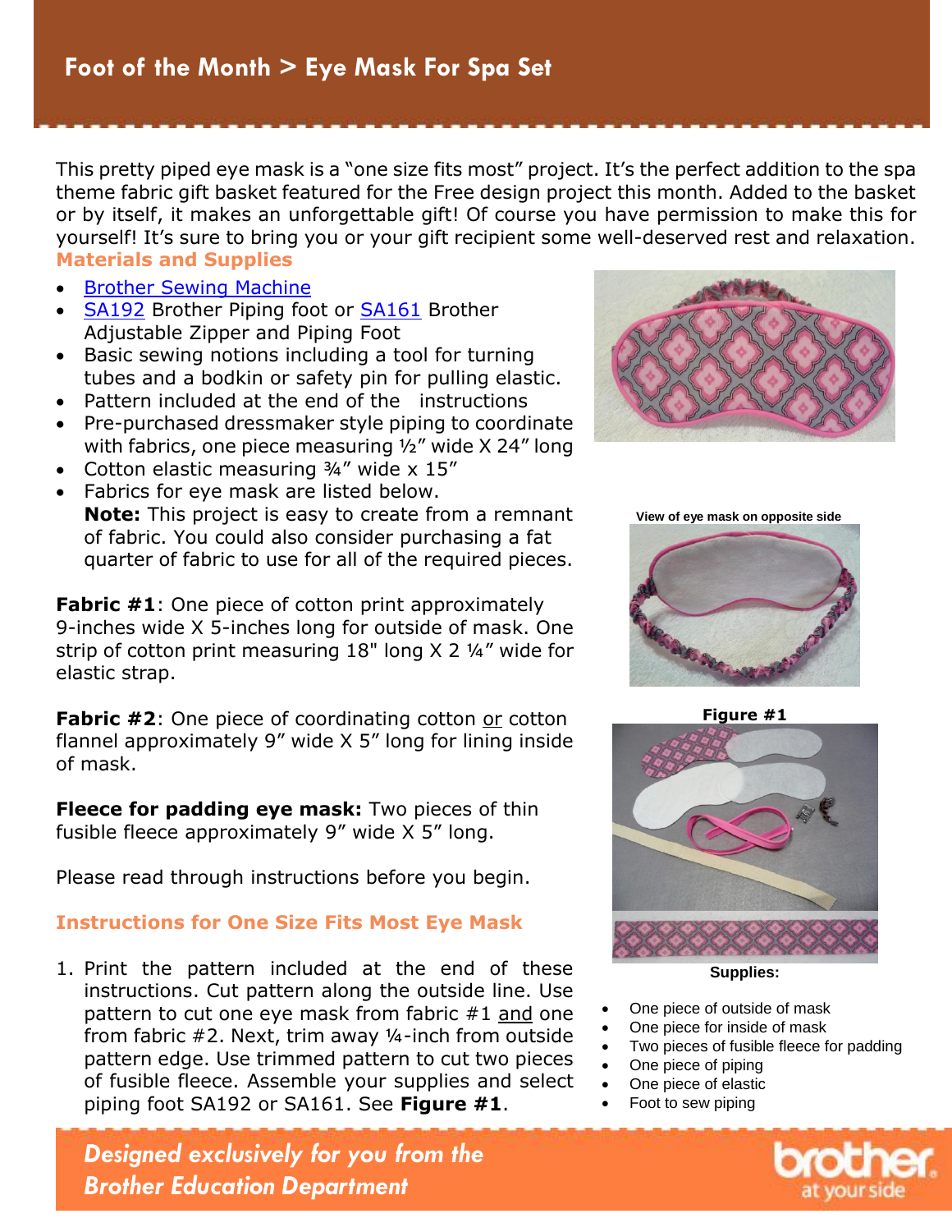# Foot of the Month > Eye Mask For Spa Set

This pretty piped eye mask is a "one size fits most" project. It's the perfect addition to the spa theme fabric gift basket featured for the Free design project this month. Added to the basket or by itself, it makes an unforgettable gift! Of course you have permission to make this for yourself! It's sure to bring you or your gift recipient some well-deserved rest and relaxation.

## Materials and Supplies

- Brother Sewing Machine
- SA192 Brother Piping foot or SA161 Brother Adjustable Zipper and Piping Foot
- Basic sewing notions including a tool for turning tubes and a bodkin or safety pin for pulling elastic.
- Pattern included at the end of the instructions
- Pre-purchased dressmaker style piping to coordinate with fabrics, one piece measuring ½" wide X 24" long
- Cotton elastic measuring ¾" wide x 15"
- Fabrics for eye mask are listed below.
  **Note:** This project is easy to create from a remnant of fabric. You could also consider purchasing a fat quarter of fabric to use for all of the required pieces.

**Fabric #1**: One piece of cotton print approximately 9-inches wide X 5-inches long for outside of mask. One strip of cotton print measuring 18" long X 2 ¼" wide for elastic strap.

**Fabric #2**: One piece of coordinating cotton or cotton flannel approximately 9" wide X 5" long for lining inside of mask.

**Fleece for padding eye mask:** Two pieces of thin fusible fleece approximately 9" wide X 5" long.

Please read through instructions before you begin.

View of eye mask on opposite side

Figure #1

Supplies:

- One piece of outside of mask
- One piece for inside of mask
- Two pieces of fusible fleece for padding
- One piece of piping
- One piece of elastic
- Foot to sew piping

## Instructions for One Size Fits Most Eye Mask

1. Print the pattern included at the end of these instructions. Cut pattern along the outside line. Use pattern to cut one eye mask from fabric #1 and one from fabric #2. Next, trim away ¼-inch from outside pattern edge. Use trimmed pattern to cut two pieces of fusible fleece. Assemble your supplies and select piping foot SA192 or SA161. See **Figure #1**.

*Designed exclusively for you from the Brother Education Department*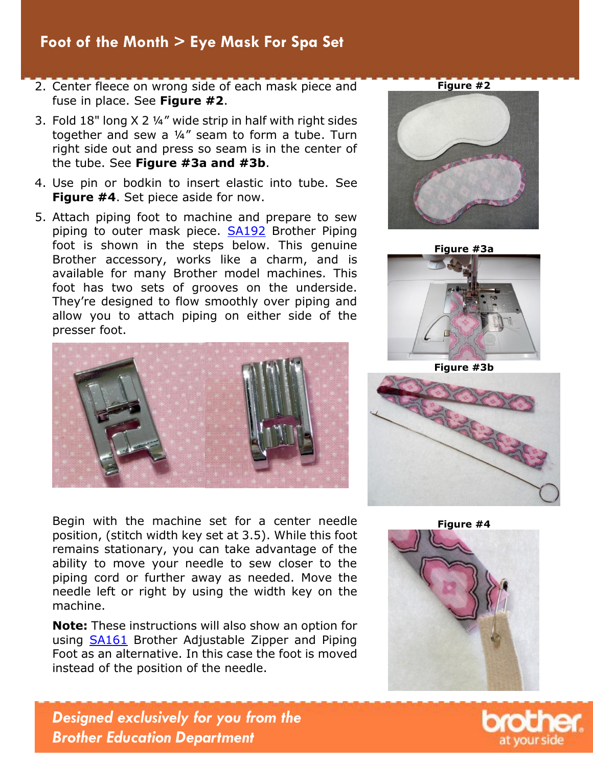2. Center fleece on wrong side of each mask piece and fuse in place. See **Figure #2**.
3. Fold 18" long X 2 ¼" wide strip in half with right sides together and sew a ¼" seam to form a tube. Turn right side out and press so seam is in the center of the tube. See **Figure #3a and #3b**.
4. Use pin or bodkin to insert elastic into tube. See **Figure #4**. Set piece aside for now.
5. Attach piping foot to machine and prepare to sew piping to outer mask piece. SA192 Brother Piping foot is shown in the steps below. This genuine Brother accessory, works like a charm, and is available for many Brother model machines. This foot has two sets of grooves on the underside. They're designed to flow smoothly over piping and allow you to attach piping on either side of the presser foot.

Begin with the machine set for a center needle position, (stitch width key set at 3.5). While this foot remains stationary, you can take advantage of the ability to move your needle to sew closer to the piping cord or further away as needed. Move the needle left or right by using the width key on the machine.

**Note:** These instructions will also show an option for using SA161 Brother Adjustable Zipper and Piping Foot as an alternative. In this case the foot is moved instead of the position of the needle.

**Figure #2**

**Figure #3a**

**Figure #3b**

**Figure #4**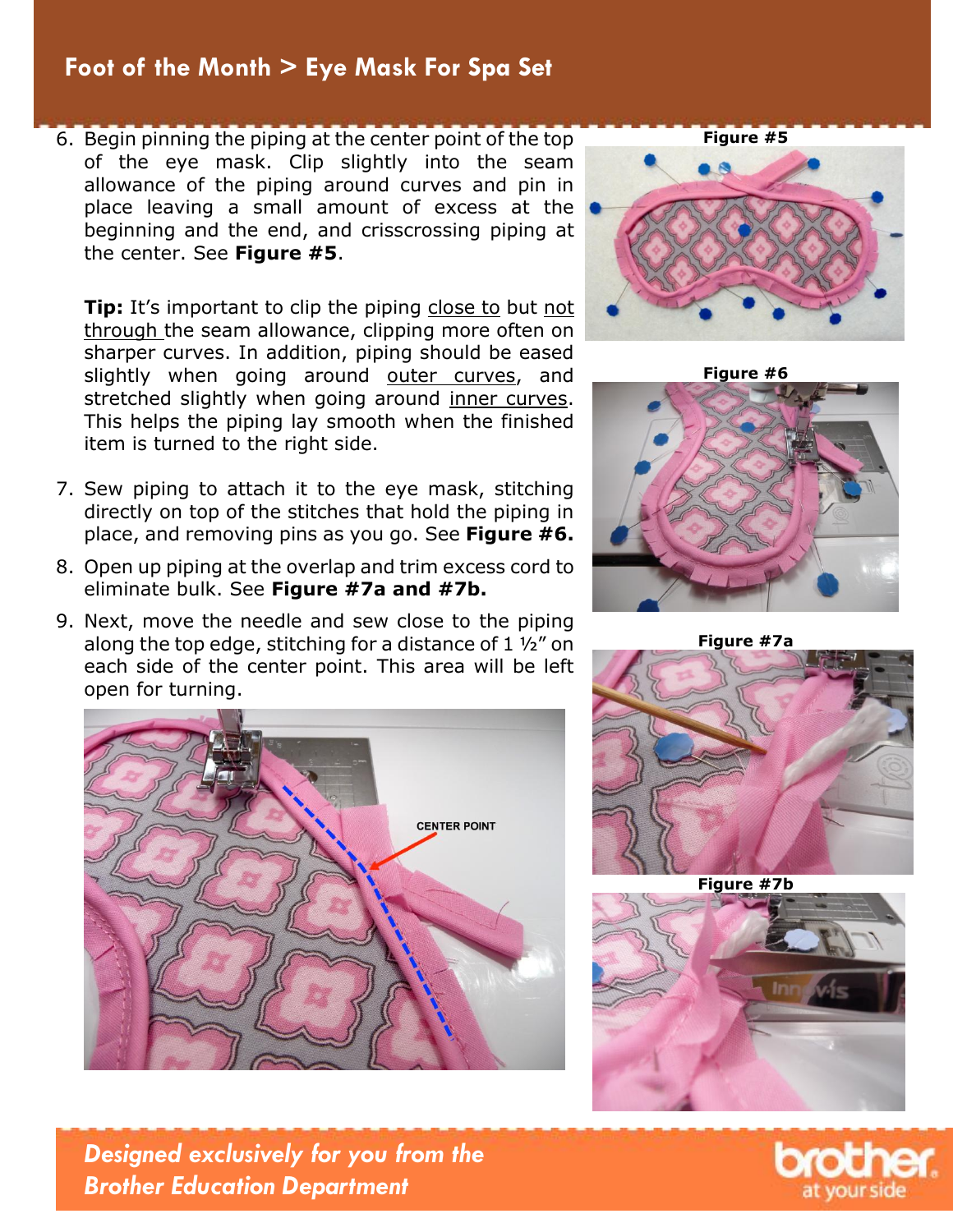6. Begin pinning the piping at the center point of the top of the eye mask. Clip slightly into the seam allowance of the piping around curves and pin in place leaving a small amount of excess at the beginning and the end, and crisscrossing piping at the center. See **Figure #5**.

   **Tip:** It's important to clip the piping close to but not through the seam allowance, clipping more often on sharper curves. In addition, piping should be eased slightly when going around outer curves, and stretched slightly when going around inner curves. This helps the piping lay smooth when the finished item is turned to the right side.

7. Sew piping to attach it to the eye mask, stitching directly on top of the stitches that hold the piping in place, and removing pins as you go. See **Figure #6.**

8. Open up piping at the overlap and trim excess cord to eliminate bulk. See **Figure #7a and #7b.**

9. Next, move the needle and sew close to the piping along the top edge, stitching for a distance of 1 ½" on each side of the center point. This area will be left open for turning.

CENTER POINT

**Figure #5**

**Figure #6**

**Figure #7a**

**Figure #7b**

***Designed exclusively for you from the Brother Education Department***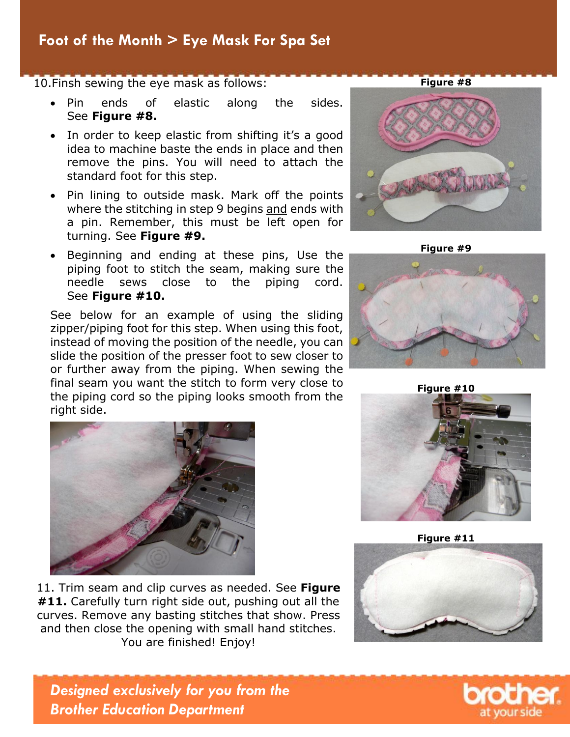10.Finsh sewing the eye mask as follows:

- Pin ends of elastic along the sides. See **Figure #8.**
- In order to keep elastic from shifting it's a good idea to machine baste the ends in place and then remove the pins. You will need to attach the standard foot for this step.
- Pin lining to outside mask. Mark off the points where the stitching in step 9 begins and ends with a pin. Remember, this must be left open for turning. See **Figure #9.**
- Beginning and ending at these pins, Use the piping foot to stitch the seam, making sure the needle sews close to the piping cord. See **Figure #10.**

See below for an example of using the sliding zipper/piping foot for this step. When using this foot, instead of moving the position of the needle, you can slide the position of the presser foot to sew closer to or further away from the piping. When sewing the final seam you want the stitch to form very close to the piping cord so the piping looks smooth from the right side.

**Figure #8**

**Figure #9**

**Figure #10**

11. Trim seam and clip curves as needed. See **Figure #11.** Carefully turn right side out, pushing out all the curves. Remove any basting stitches that show. Press and then close the opening with small hand stitches. You are finished! Enjoy!

**Figure #11**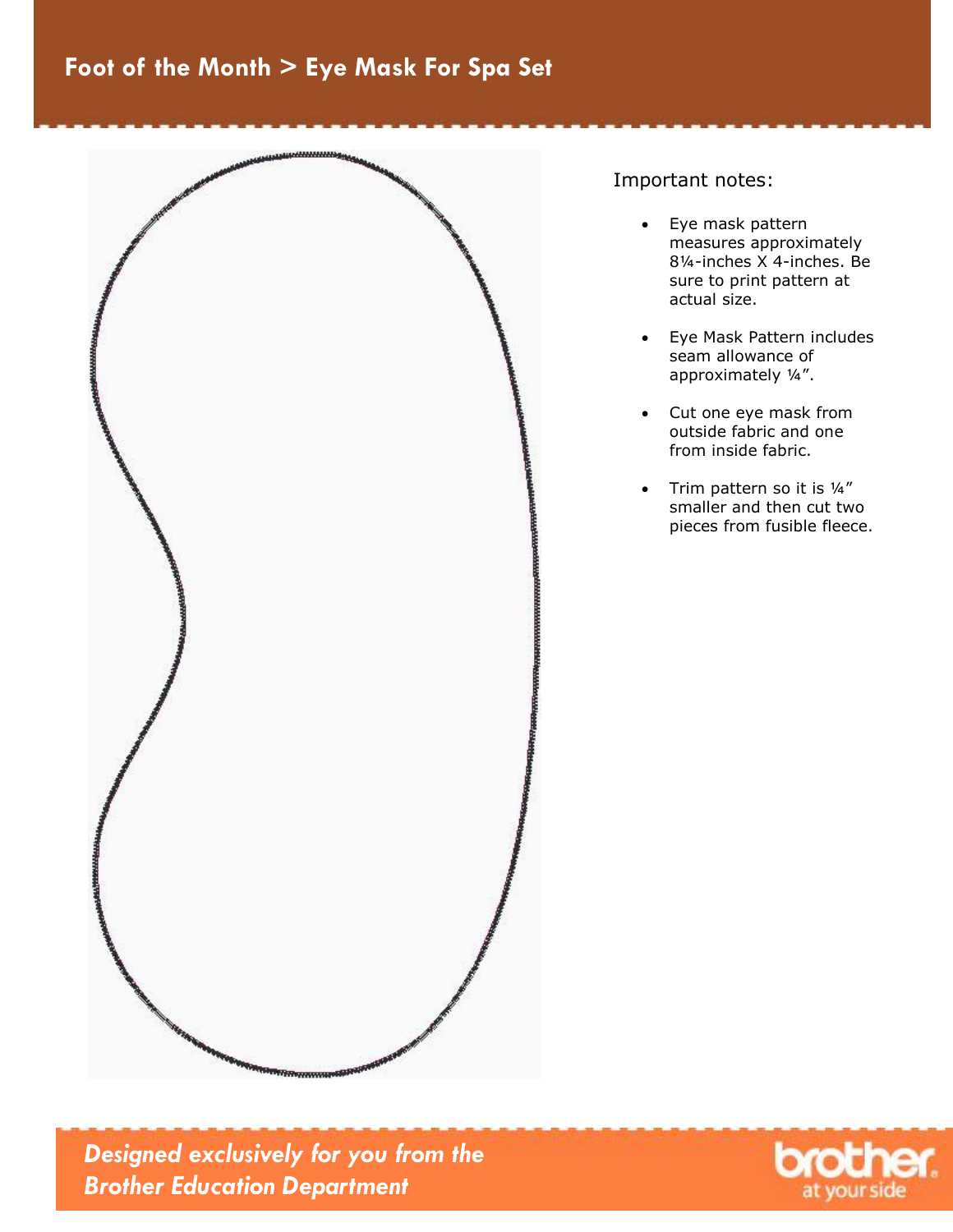# Foot of the Month > Eye Mask For Spa Set

Important notes:

- Eye mask pattern measures approximately 8¼-inches X 4-inches. Be sure to print pattern at actual size.
- Eye Mask Pattern includes seam allowance of approximately ¼”.
- Cut one eye mask from outside fabric and one from inside fabric.
- Trim pattern so it is ¼” smaller and then cut two pieces from fusible fleece.

*Designed exclusively for you from the Brother Education Department*

brother at your side